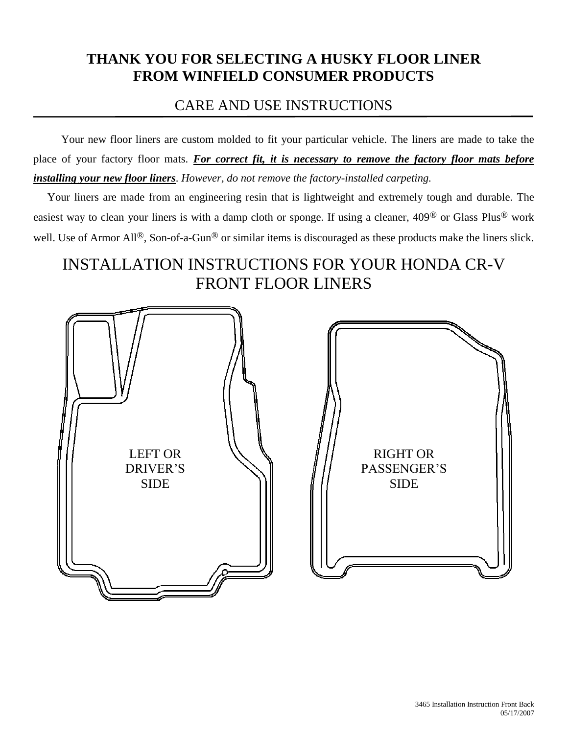# THANK YOU FOR SELECTING A HUSKY FLOOR LINER FROM WINFIELD CONSUMER PRODUCTS

## CARE AND USE INSTRUCTIONS

Your new floor liners are custom molded to fit your particular vehicle. The liners are made to take the place of your factory floor mats. ***For correct fit, it is necessary to remove the factory floor mats before installing your new floor liners***. *However, do not remove the factory-installed carpeting.*

Your liners are made from an engineering resin that is lightweight and extremely tough and durable. The easiest way to clean your liners is with a damp cloth or sponge. If using a cleaner, 409® or Glass Plus® work well. Use of Armor All®, Son-of-a-Gun® or similar items is discouraged as these products make the liners slick.

## INSTALLATION INSTRUCTIONS FOR YOUR HONDA CR-V FRONT FLOOR LINERS

LEFT OR DRIVER'S SIDE

RIGHT OR PASSENGER'S SIDE

3465 Installation Instruction Front Back
05/17/2007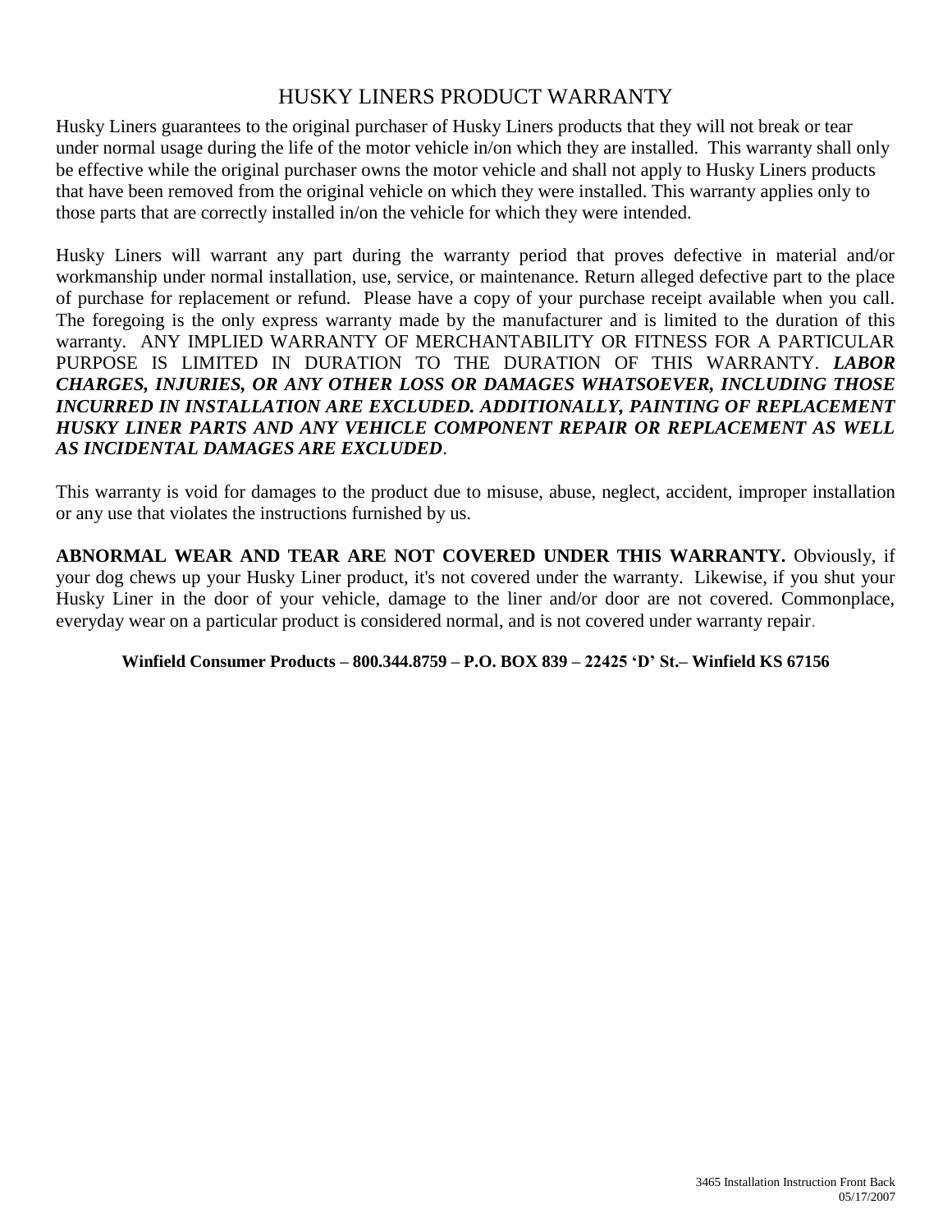# HUSKY LINERS PRODUCT WARRANTY

Husky Liners guarantees to the original purchaser of Husky Liners products that they will not break or tear under normal usage during the life of the motor vehicle in/on which they are installed. This warranty shall only be effective while the original purchaser owns the motor vehicle and shall not apply to Husky Liners products that have been removed from the original vehicle on which they were installed. This warranty applies only to those parts that are correctly installed in/on the vehicle for which they were intended.

Husky Liners will warrant any part during the warranty period that proves defective in material and/or workmanship under normal installation, use, service, or maintenance. Return alleged defective part to the place of purchase for replacement or refund. Please have a copy of your purchase receipt available when you call. The foregoing is the only express warranty made by the manufacturer and is limited to the duration of this warranty. ANY IMPLIED WARRANTY OF MERCHANTABILITY OR FITNESS FOR A PARTICULAR PURPOSE IS LIMITED IN DURATION TO THE DURATION OF THIS WARRANTY. ***LABOR CHARGES, INJURIES, OR ANY OTHER LOSS OR DAMAGES WHATSOEVER, INCLUDING THOSE INCURRED IN INSTALLATION ARE EXCLUDED. ADDITIONALLY, PAINTING OF REPLACEMENT HUSKY LINER PARTS AND ANY VEHICLE COMPONENT REPAIR OR REPLACEMENT AS WELL AS INCIDENTAL DAMAGES ARE EXCLUDED***.

This warranty is void for damages to the product due to misuse, abuse, neglect, accident, improper installation or any use that violates the instructions furnished by us.

**ABNORMAL WEAR AND TEAR ARE NOT COVERED UNDER THIS WARRANTY.** Obviously, if your dog chews up your Husky Liner product, it's not covered under the warranty. Likewise, if you shut your Husky Liner in the door of your vehicle, damage to the liner and/or door are not covered. Commonplace, everyday wear on a particular product is considered normal, and is not covered under warranty repair.

**Winfield Consumer Products – 800.344.8759 – P.O. BOX 839 – 22425 'D' St.– Winfield KS 67156**

3465 Installation Instruction Front Back
05/17/2007